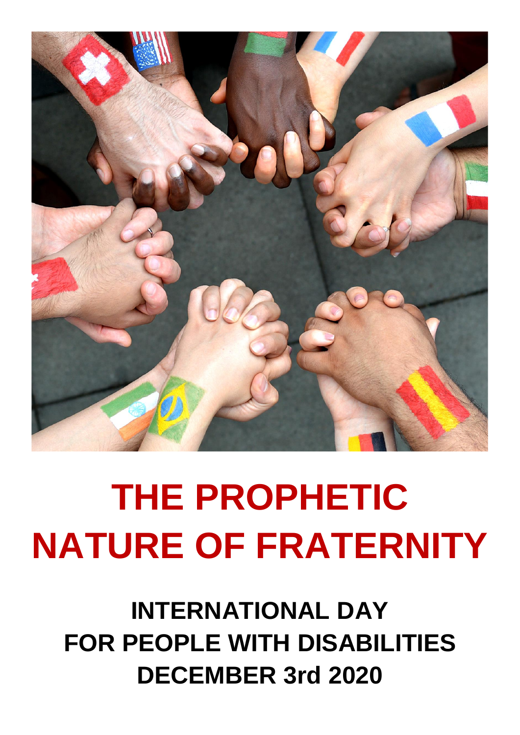# THE PROPHETIC NATURE OF FRATERNITY

## INTERNATIONAL DAY FOR PEOPLE WITH DISABILITIES DECEMBER 3rd 2020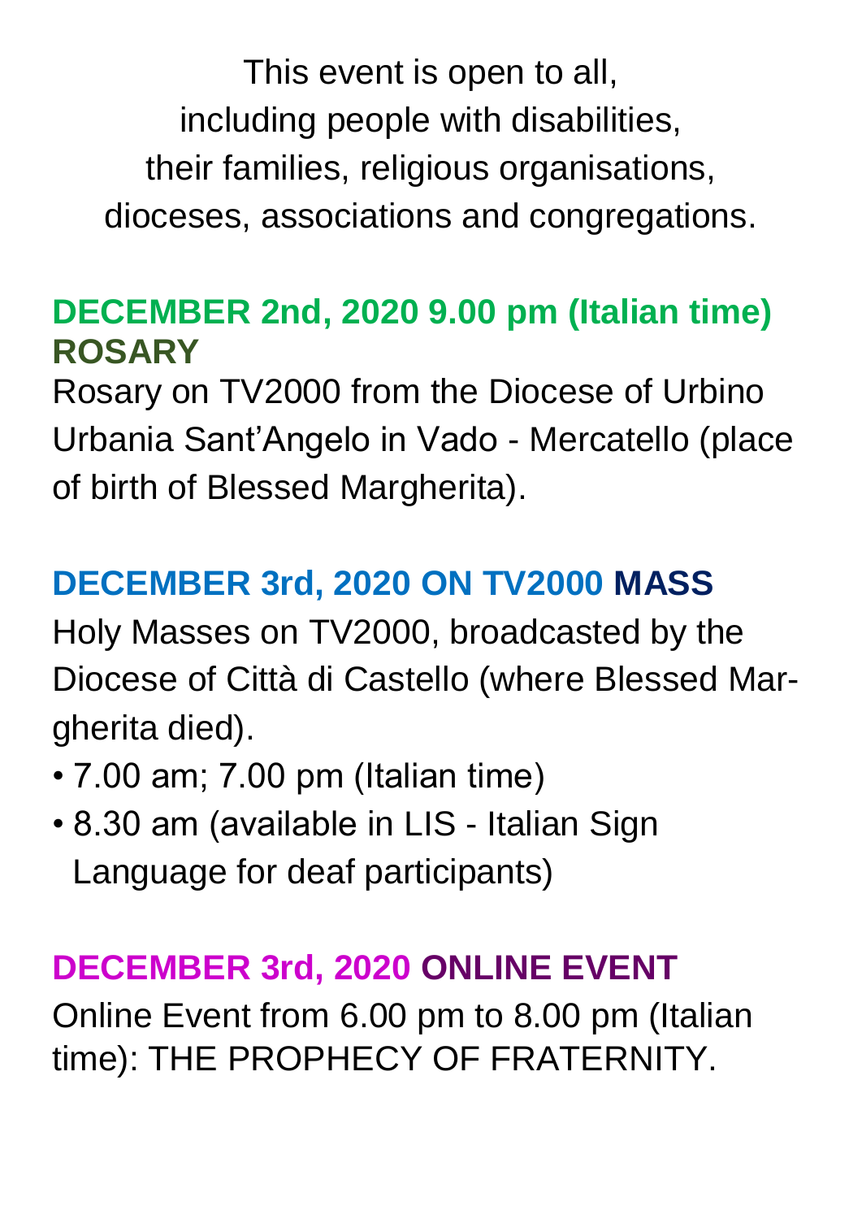This event is open to all,
including people with disabilities,
their families, religious organisations,
dioceses, associations and congregations.

**DECEMBER 2nd, 2020 9.00 pm (Italian time)**
**ROSARY**

Rosary on TV2000 from the Diocese of Urbino Urbania Sant'Angelo in Vado - Mercatello (place of birth of Blessed Margherita).

**DECEMBER 3rd, 2020 ON TV2000 MASS**

Holy Masses on TV2000, broadcasted by the Diocese of Città di Castello (where Blessed Margherita died).

- 7.00 am; 7.00 pm (Italian time)
- 8.30 am (available in LIS - Italian Sign Language for deaf participants)

**DECEMBER 3rd, 2020 ONLINE EVENT**

Online Event from 6.00 pm to 8.00 pm (Italian time): THE PROPHECY OF FRATERNITY.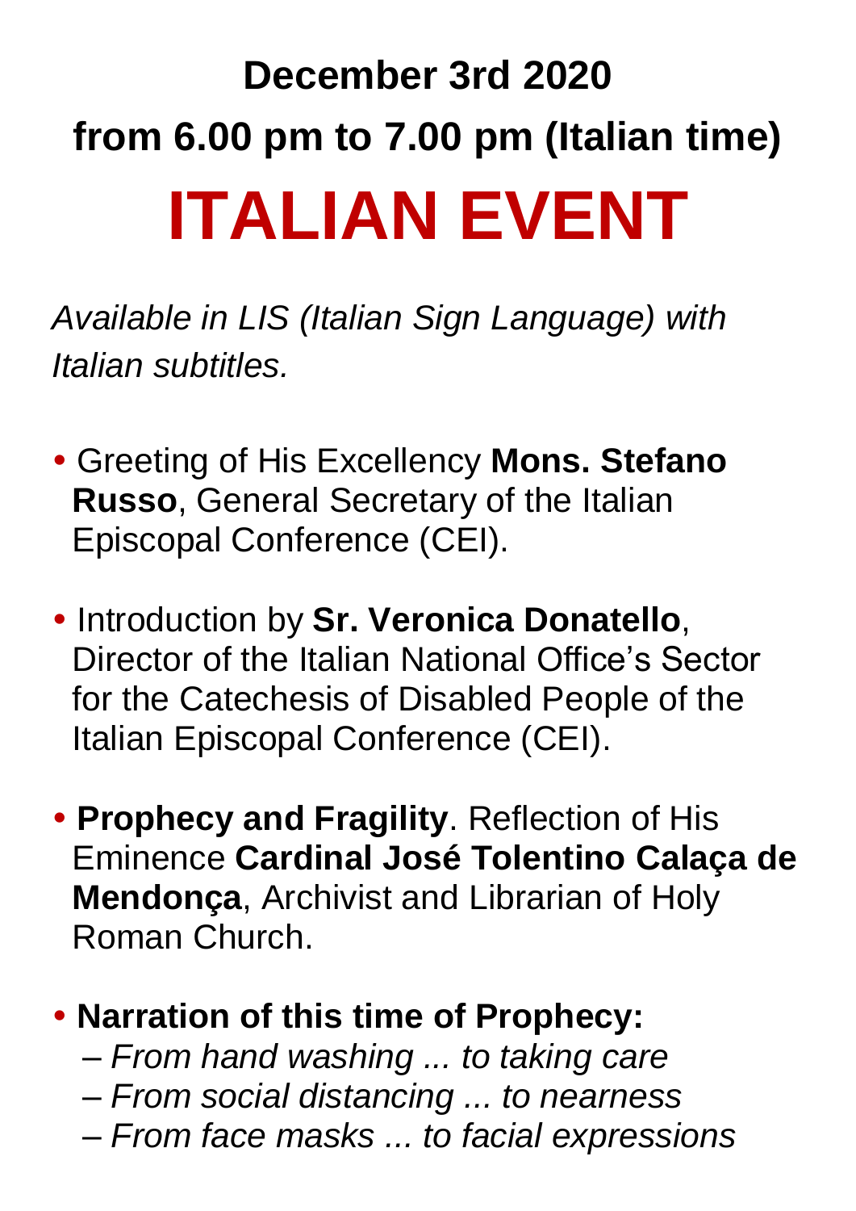**December 3rd 2020**

**from 6.00 pm to 7.00 pm (Italian time)**

# ITALIAN EVENT

*Available in LIS (Italian Sign Language) with Italian subtitles.*

- Greeting of His Excellency **Mons. Stefano Russo**, General Secretary of the Italian Episcopal Conference (CEI).
- Introduction by **Sr. Veronica Donatello**, Director of the Italian National Office's Sector for the Catechesis of Disabled People of the Italian Episcopal Conference (CEI).
- **Prophecy and Fragility**. Reflection of His Eminence **Cardinal José Tolentino Calaça de Mendonça**, Archivist and Librarian of Holy Roman Church.
- **Narration of this time of Prophecy:**
  - *From hand washing ... to taking care*
  - *From social distancing ... to nearness*
  - *From face masks ... to facial expressions*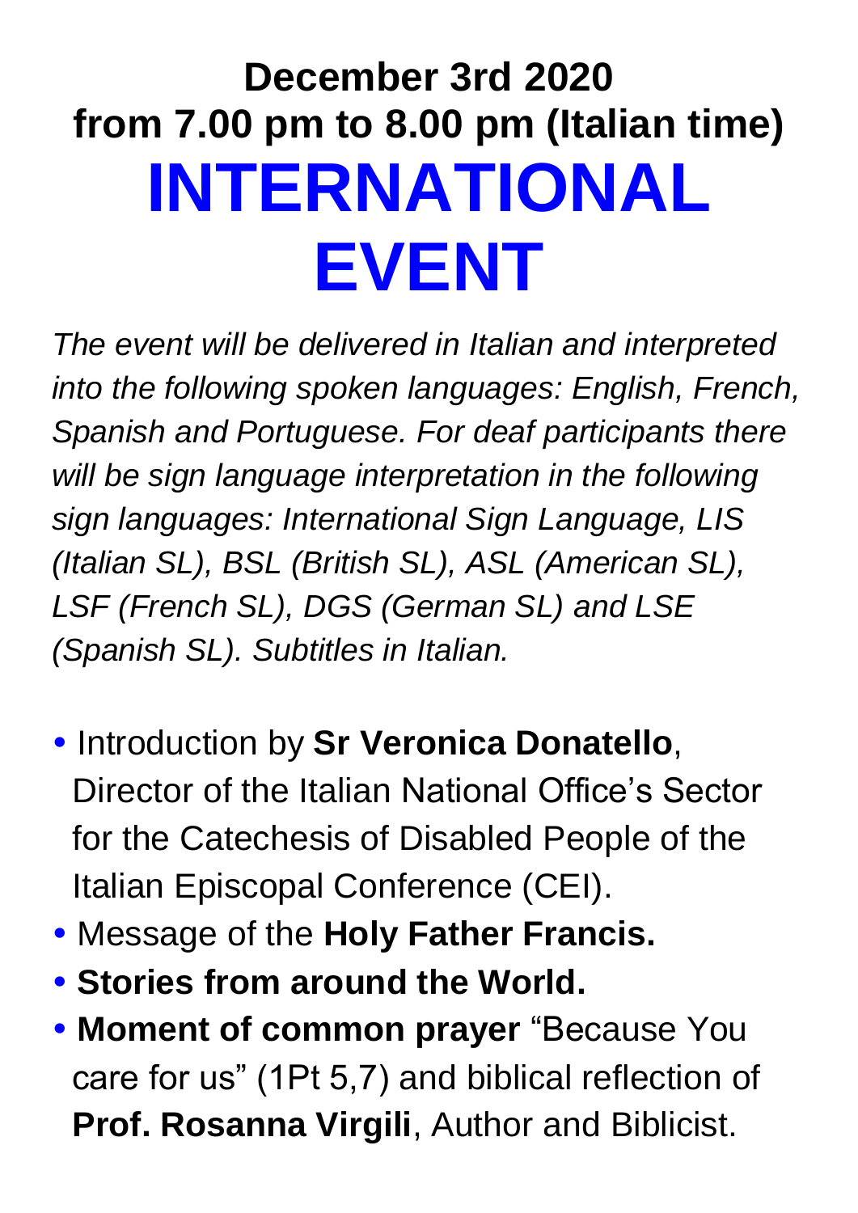**December 3rd 2020**
**from 7.00 pm to 8.00 pm (Italian time)**

# INTERNATIONAL EVENT

*The event will be delivered in Italian and interpreted into the following spoken languages: English, French, Spanish and Portuguese. For deaf participants there will be sign language interpretation in the following sign languages: International Sign Language, LIS (Italian SL), BSL (British SL), ASL (American SL), LSF (French SL), DGS (German SL) and LSE (Spanish SL). Subtitles in Italian.*

- Introduction by **Sr Veronica Donatello**, Director of the Italian National Office's Sector for the Catechesis of Disabled People of the Italian Episcopal Conference (CEI).
- Message of the **Holy Father Francis.**
- **Stories from around the World.**
- **Moment of common prayer** "Because You care for us" (1Pt 5,7) and biblical reflection of **Prof. Rosanna Virgili**, Author and Biblicist.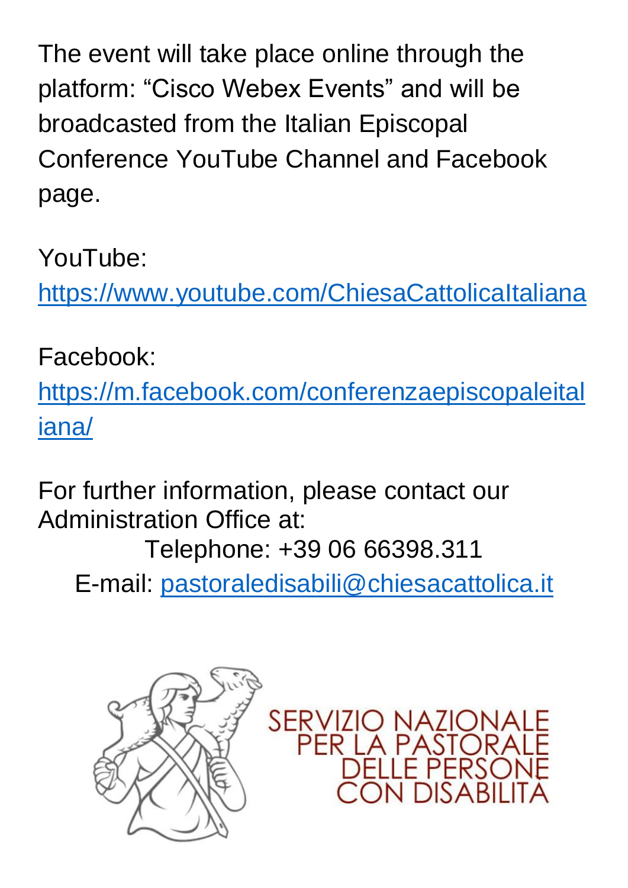The event will take place online through the platform: “Cisco Webex Events” and will be broadcasted from the Italian Episcopal Conference YouTube Channel and Facebook page.

YouTube:
https://www.youtube.com/ChiesaCattolicaItaliana

Facebook:
https://m.facebook.com/conferenzaepiscopaleitaliana/

For further information, please contact our Administration Office at:

Telephone: +39 06 66398.311

E-mail: pastoraledisabili@chiesacattolica.it

SERVIZIO NAZIONALE PER LA PASTORALE DELLE PERSONE CON DISABILITÀ